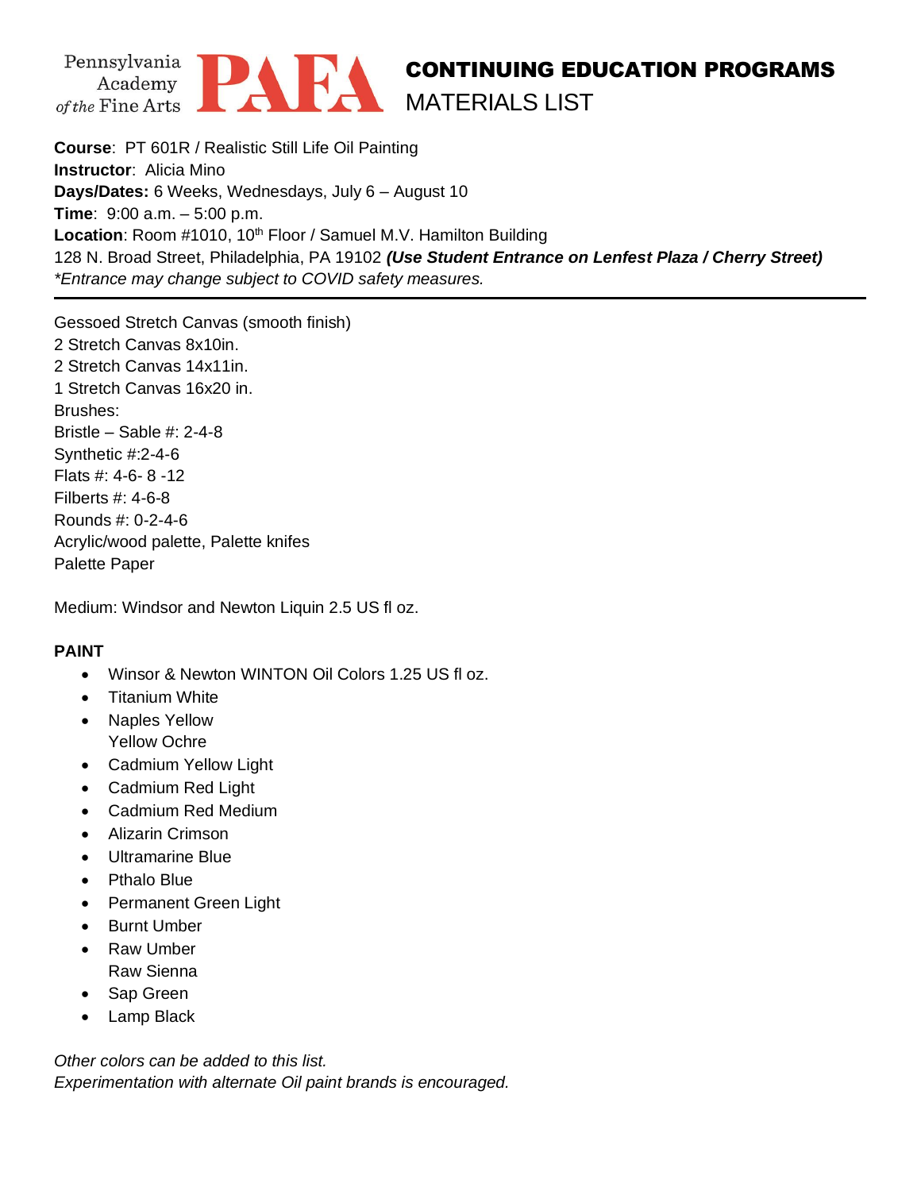Pennsylvania Academy of the Fine Arts **PAFA**

# CONTINUING EDUCATION PROGRAMS
## MATERIALS LIST

**Course**: PT 601R / Realistic Still Life Oil Painting
**Instructor**: Alicia Mino
**Days/Dates:** 6 Weeks, Wednesdays, July 6 – August 10
**Time**: 9:00 a.m. – 5:00 p.m.
**Location**: Room #1010, 10th Floor / Samuel M.V. Hamilton Building
128 N. Broad Street, Philadelphia, PA 19102 ***(Use Student Entrance on Lenfest Plaza / Cherry Street)***
*\*Entrance may change subject to COVID safety measures.*

---

Gessoed Stretch Canvas (smooth finish)
2 Stretch Canvas 8x10in.
2 Stretch Canvas 14x11in.
1 Stretch Canvas 16x20 in.
Brushes:
Bristle – Sable #: 2-4-8
Synthetic #:2-4-6
Flats #: 4-6- 8 -12
Filberts #: 4-6-8
Rounds #: 0-2-4-6
Acrylic/wood palette, Palette knifes
Palette Paper

Medium: Windsor and Newton Liquin 2.5 US fl oz.

**PAINT**

- Winsor & Newton WINTON Oil Colors 1.25 US fl oz.
- Titanium White
- Naples Yellow
  Yellow Ochre
- Cadmium Yellow Light
- Cadmium Red Light
- Cadmium Red Medium
- Alizarin Crimson
- Ultramarine Blue
- Pthalo Blue
- Permanent Green Light
- Burnt Umber
- Raw Umber
  Raw Sienna
- Sap Green
- Lamp Black

*Other colors can be added to this list.*
*Experimentation with alternate Oil paint brands is encouraged.*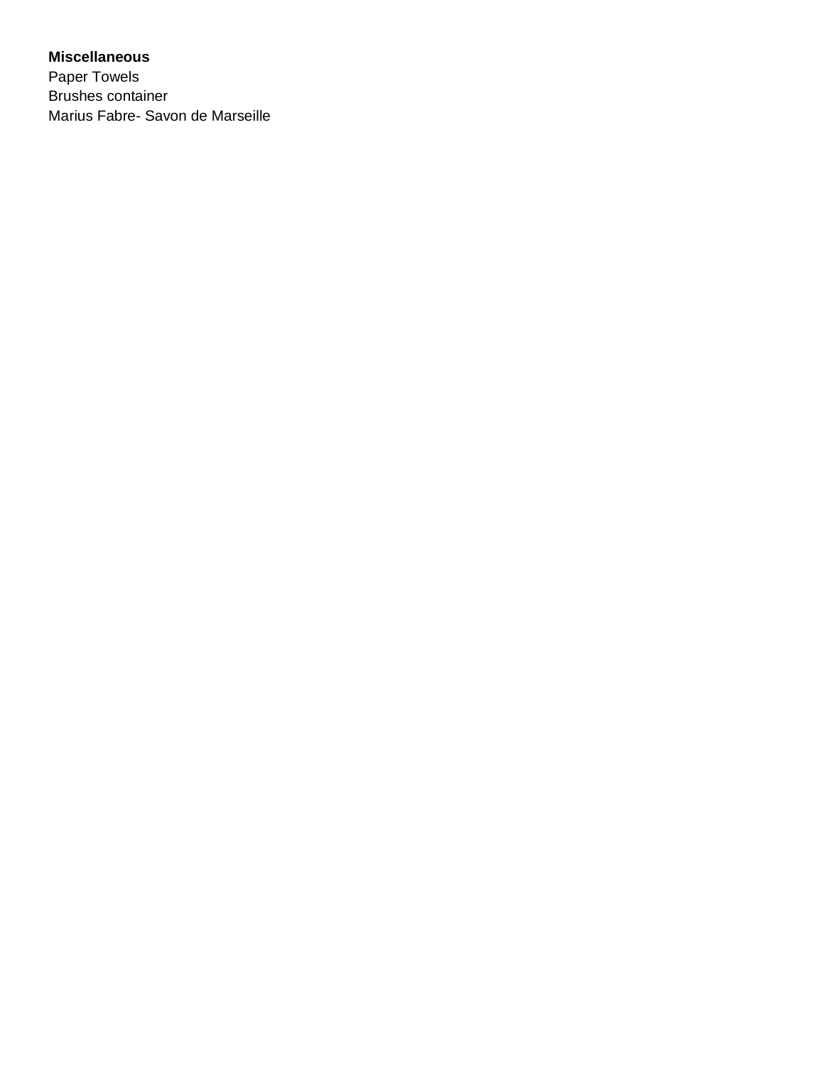**Miscellaneous**

Paper Towels
Brushes container
Marius Fabre- Savon de Marseille